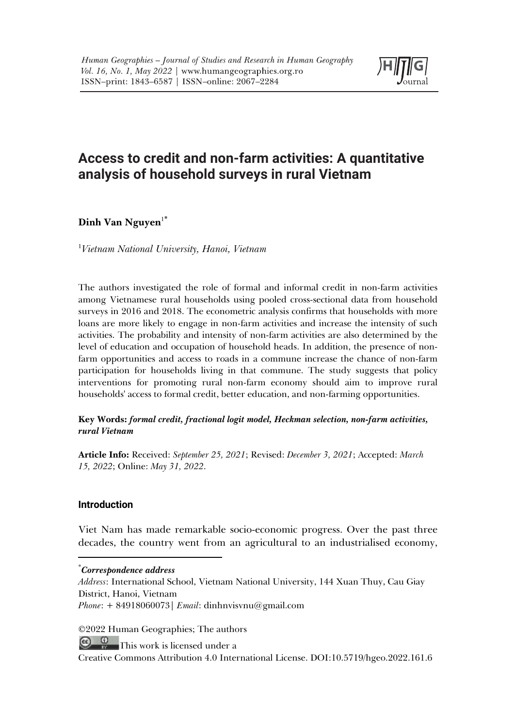# Access to credit and non-farm activities: A quantitative analysis of household surveys in rural Vietnam

**Dinh Van Nguyen**[1*]

[1]*Vietnam National University, Hanoi, Vietnam*

The authors investigated the role of formal and informal credit in non-farm activities among Vietnamese rural households using pooled cross-sectional data from household surveys in 2016 and 2018. The econometric analysis confirms that households with more loans are more likely to engage in non-farm activities and increase the intensity of such activities. The probability and intensity of non-farm activities are also determined by the level of education and occupation of household heads. In addition, the presence of non-farm opportunities and access to roads in a commune increase the chance of non-farm participation for households living in that commune. The study suggests that policy interventions for promoting rural non-farm economy should aim to improve rural households' access to formal credit, better education, and non-farming opportunities.

**Key Words:** ***formal credit, fractional logit model, Heckman selection, non-farm activities, rural Vietnam***

**Article Info:** Received: *September 25, 2021*; Revised: *December 3, 2021*; Accepted: *March 15, 2022*; Online: *May 31, 2022*.

## Introduction

Viet Nam has made remarkable socio-economic progress. Over the past three decades, the country went from an agricultural to an industrialised economy,

---

[*] ***Correspondence address***

*Address*: International School, Vietnam National University, 144 Xuan Thuy, Cau Giay District, Hanoi, Vietnam

*Phone*: + 84918060073| *Email*: dinhnvisvnu@gmail.com

©2022 Human Geographies; The authors

This work is licensed under a Creative Commons Attribution 4.0 International License. DOI:10.5719/hgeo.2022.161.6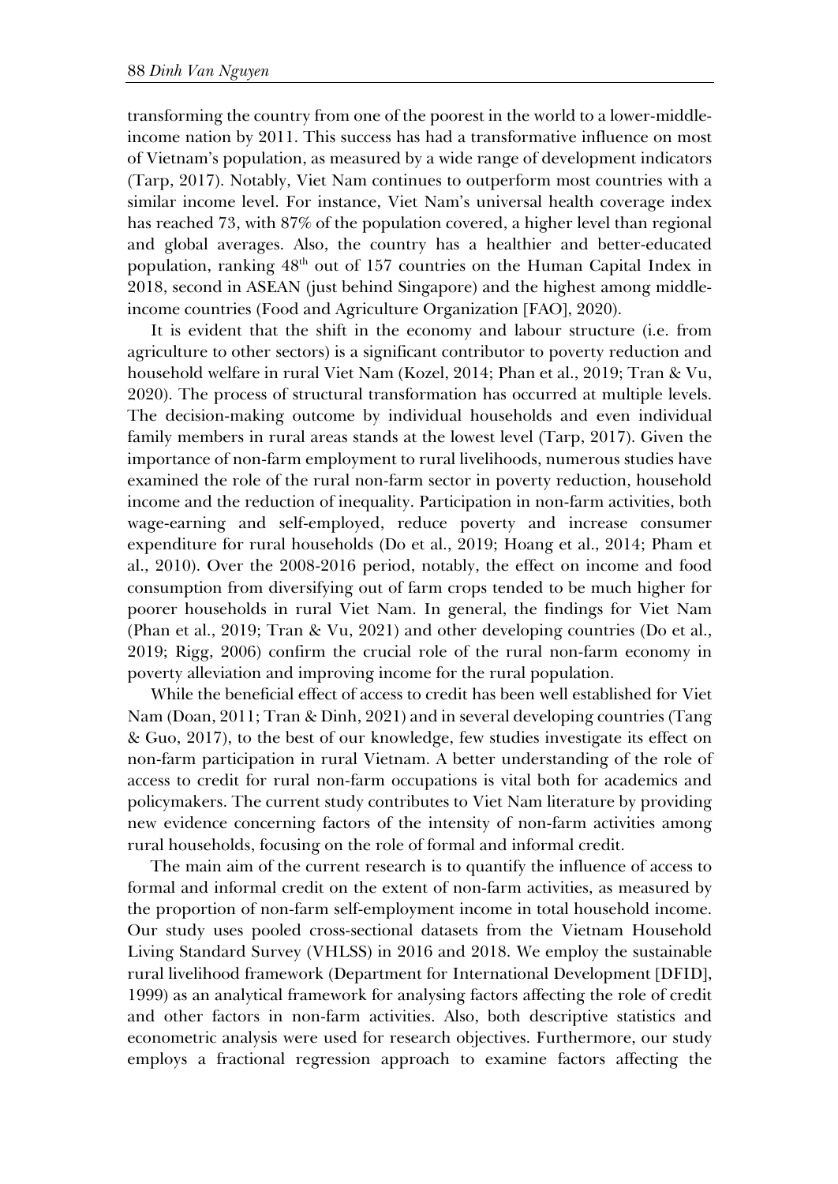transforming the country from one of the poorest in the world to a lower-middle-income nation by 2011. This success has had a transformative influence on most of Vietnam's population, as measured by a wide range of development indicators (Tarp, 2017). Notably, Viet Nam continues to outperform most countries with a similar income level. For instance, Viet Nam's universal health coverage index has reached 73, with 87% of the population covered, a higher level than regional and global averages. Also, the country has a healthier and better-educated population, ranking 48th out of 157 countries on the Human Capital Index in 2018, second in ASEAN (just behind Singapore) and the highest among middle-income countries (Food and Agriculture Organization [FAO], 2020).

It is evident that the shift in the economy and labour structure (i.e. from agriculture to other sectors) is a significant contributor to poverty reduction and household welfare in rural Viet Nam (Kozel, 2014; Phan et al., 2019; Tran & Vu, 2020). The process of structural transformation has occurred at multiple levels. The decision-making outcome by individual households and even individual family members in rural areas stands at the lowest level (Tarp, 2017). Given the importance of non-farm employment to rural livelihoods, numerous studies have examined the role of the rural non-farm sector in poverty reduction, household income and the reduction of inequality. Participation in non-farm activities, both wage-earning and self-employed, reduce poverty and increase consumer expenditure for rural households (Do et al., 2019; Hoang et al., 2014; Pham et al., 2010). Over the 2008-2016 period, notably, the effect on income and food consumption from diversifying out of farm crops tended to be much higher for poorer households in rural Viet Nam. In general, the findings for Viet Nam (Phan et al., 2019; Tran & Vu, 2021) and other developing countries (Do et al., 2019; Rigg, 2006) confirm the crucial role of the rural non-farm economy in poverty alleviation and improving income for the rural population.

While the beneficial effect of access to credit has been well established for Viet Nam (Doan, 2011; Tran & Dinh, 2021) and in several developing countries (Tang & Guo, 2017), to the best of our knowledge, few studies investigate its effect on non-farm participation in rural Vietnam. A better understanding of the role of access to credit for rural non-farm occupations is vital both for academics and policymakers. The current study contributes to Viet Nam literature by providing new evidence concerning factors of the intensity of non-farm activities among rural households, focusing on the role of formal and informal credit.

The main aim of the current research is to quantify the influence of access to formal and informal credit on the extent of non-farm activities, as measured by the proportion of non-farm self-employment income in total household income. Our study uses pooled cross-sectional datasets from the Vietnam Household Living Standard Survey (VHLSS) in 2016 and 2018. We employ the sustainable rural livelihood framework (Department for International Development [DFID], 1999) as an analytical framework for analysing factors affecting the role of credit and other factors in non-farm activities. Also, both descriptive statistics and econometric analysis were used for research objectives. Furthermore, our study employs a fractional regression approach to examine factors affecting the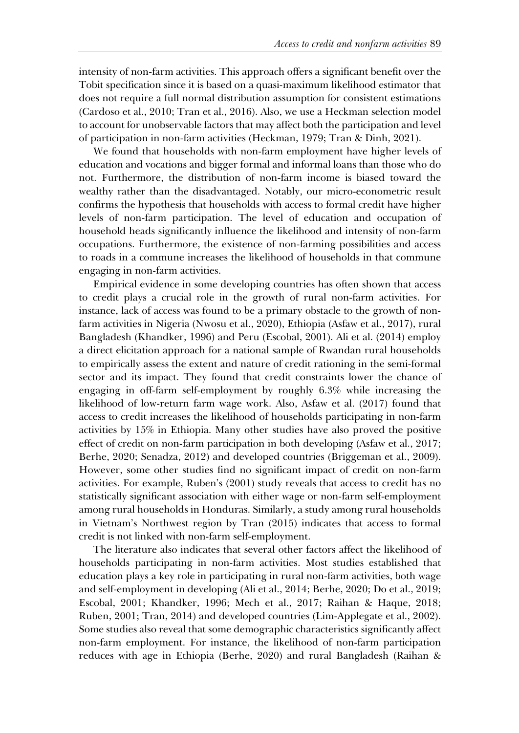intensity of non-farm activities. This approach offers a significant benefit over the Tobit specification since it is based on a quasi-maximum likelihood estimator that does not require a full normal distribution assumption for consistent estimations (Cardoso et al., 2010; Tran et al., 2016). Also, we use a Heckman selection model to account for unobservable factors that may affect both the participation and level of participation in non-farm activities (Heckman, 1979; Tran & Dinh, 2021).

We found that households with non-farm employment have higher levels of education and vocations and bigger formal and informal loans than those who do not. Furthermore, the distribution of non-farm income is biased toward the wealthy rather than the disadvantaged. Notably, our micro-econometric result confirms the hypothesis that households with access to formal credit have higher levels of non-farm participation. The level of education and occupation of household heads significantly influence the likelihood and intensity of non-farm occupations. Furthermore, the existence of non-farming possibilities and access to roads in a commune increases the likelihood of households in that commune engaging in non-farm activities.

Empirical evidence in some developing countries has often shown that access to credit plays a crucial role in the growth of rural non-farm activities. For instance, lack of access was found to be a primary obstacle to the growth of non-farm activities in Nigeria (Nwosu et al., 2020), Ethiopia (Asfaw et al., 2017), rural Bangladesh (Khandker, 1996) and Peru (Escobal, 2001). Ali et al. (2014) employ a direct elicitation approach for a national sample of Rwandan rural households to empirically assess the extent and nature of credit rationing in the semi-formal sector and its impact. They found that credit constraints lower the chance of engaging in off-farm self-employment by roughly 6.3% while increasing the likelihood of low-return farm wage work. Also, Asfaw et al. (2017) found that access to credit increases the likelihood of households participating in non-farm activities by 15% in Ethiopia. Many other studies have also proved the positive effect of credit on non-farm participation in both developing (Asfaw et al., 2017; Berhe, 2020; Senadza, 2012) and developed countries (Briggeman et al., 2009). However, some other studies find no significant impact of credit on non-farm activities. For example, Ruben's (2001) study reveals that access to credit has no statistically significant association with either wage or non-farm self-employment among rural households in Honduras. Similarly, a study among rural households in Vietnam's Northwest region by Tran (2015) indicates that access to formal credit is not linked with non-farm self-employment.

The literature also indicates that several other factors affect the likelihood of households participating in non-farm activities. Most studies established that education plays a key role in participating in rural non-farm activities, both wage and self-employment in developing (Ali et al., 2014; Berhe, 2020; Do et al., 2019; Escobal, 2001; Khandker, 1996; Mech et al., 2017; Raihan & Haque, 2018; Ruben, 2001; Tran, 2014) and developed countries (Lim-Applegate et al., 2002). Some studies also reveal that some demographic characteristics significantly affect non-farm employment. For instance, the likelihood of non-farm participation reduces with age in Ethiopia (Berhe, 2020) and rural Bangladesh (Raihan &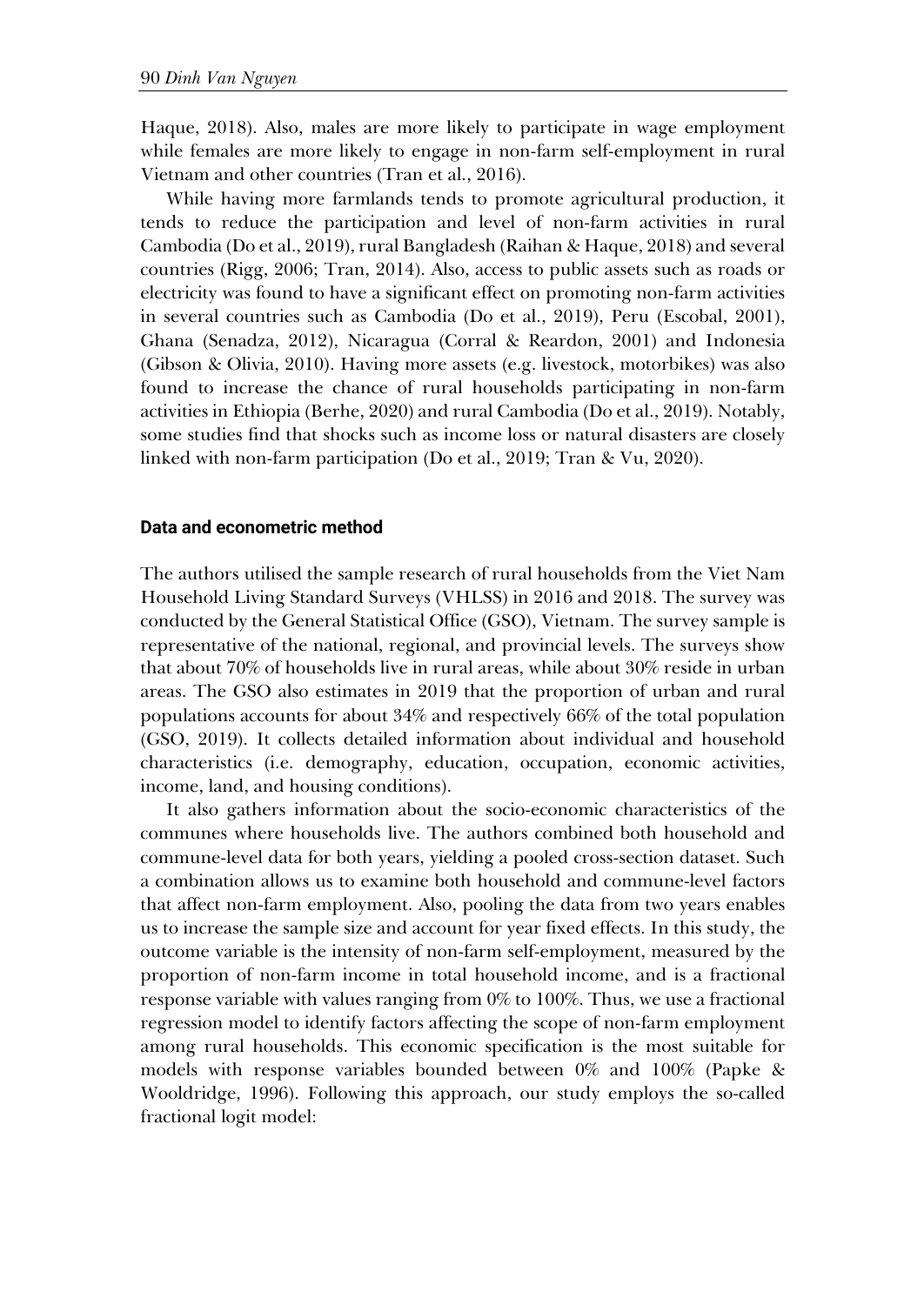Haque, 2018). Also, males are more likely to participate in wage employment while females are more likely to engage in non-farm self-employment in rural Vietnam and other countries (Tran et al., 2016).

While having more farmlands tends to promote agricultural production, it tends to reduce the participation and level of non-farm activities in rural Cambodia (Do et al., 2019), rural Bangladesh (Raihan & Haque, 2018) and several countries (Rigg, 2006; Tran, 2014). Also, access to public assets such as roads or electricity was found to have a significant effect on promoting non-farm activities in several countries such as Cambodia (Do et al., 2019), Peru (Escobal, 2001), Ghana (Senadza, 2012), Nicaragua (Corral & Reardon, 2001) and Indonesia (Gibson & Olivia, 2010). Having more assets (e.g. livestock, motorbikes) was also found to increase the chance of rural households participating in non-farm activities in Ethiopia (Berhe, 2020) and rural Cambodia (Do et al., 2019). Notably, some studies find that shocks such as income loss or natural disasters are closely linked with non-farm participation (Do et al., 2019; Tran & Vu, 2020).

## Data and econometric method

The authors utilised the sample research of rural households from the Viet Nam Household Living Standard Surveys (VHLSS) in 2016 and 2018. The survey was conducted by the General Statistical Office (GSO), Vietnam. The survey sample is representative of the national, regional, and provincial levels. The surveys show that about 70% of households live in rural areas, while about 30% reside in urban areas. The GSO also estimates in 2019 that the proportion of urban and rural populations accounts for about 34% and respectively 66% of the total population (GSO, 2019). It collects detailed information about individual and household characteristics (i.e. demography, education, occupation, economic activities, income, land, and housing conditions).

It also gathers information about the socio-economic characteristics of the communes where households live. The authors combined both household and commune-level data for both years, yielding a pooled cross-section dataset. Such a combination allows us to examine both household and commune-level factors that affect non-farm employment. Also, pooling the data from two years enables us to increase the sample size and account for year fixed effects. In this study, the outcome variable is the intensity of non-farm self-employment, measured by the proportion of non-farm income in total household income, and is a fractional response variable with values ranging from 0% to 100%. Thus, we use a fractional regression model to identify factors affecting the scope of non-farm employment among rural households. This economic specification is the most suitable for models with response variables bounded between 0% and 100% (Papke & Wooldridge, 1996). Following this approach, our study employs the so-called fractional logit model: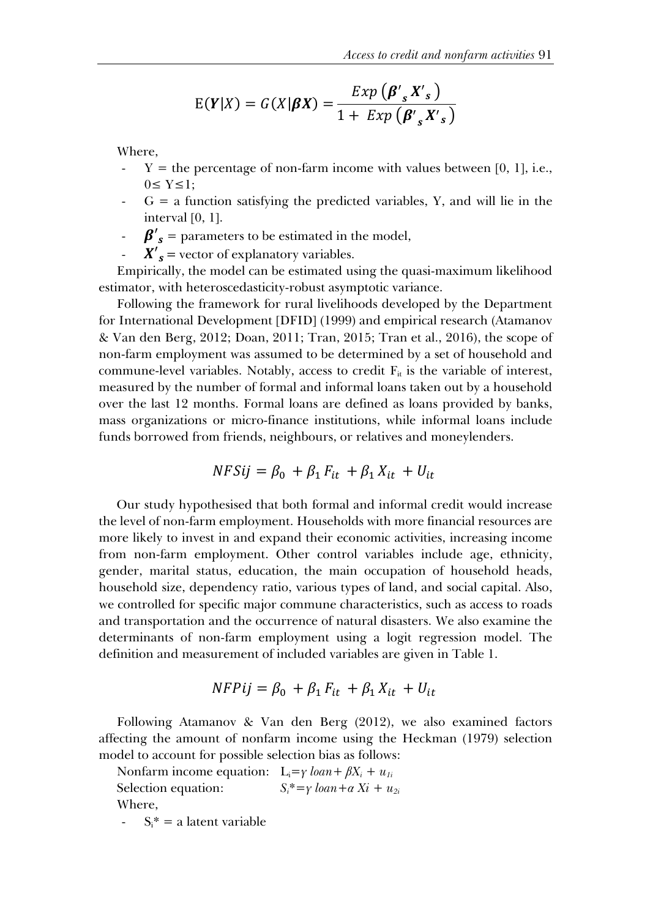$$\mathrm{E}(\boldsymbol{Y}|X) = G(X|\boldsymbol{\beta X}) = \frac{Exp\left(\boldsymbol{\beta'}_{\boldsymbol{s}}\boldsymbol{X'}_{\boldsymbol{s}}\right)}{1 + Exp\left(\boldsymbol{\beta'}_{\boldsymbol{s}}\boldsymbol{X'}_{\boldsymbol{s}}\right)}$$

Where,

- Y = the percentage of non-farm income with values between [0, 1], i.e., $0 \leq Y \leq 1$;
- G = a function satisfying the predicted variables, Y, and will lie in the interval [0, 1].
- $\boldsymbol{\beta'}_{\boldsymbol{s}}$ = parameters to be estimated in the model,
- $\boldsymbol{X'}_{\boldsymbol{s}}$ = vector of explanatory variables.

Empirically, the model can be estimated using the quasi-maximum likelihood estimator, with heteroscedasticity-robust asymptotic variance.

Following the framework for rural livelihoods developed by the Department for International Development [DFID] (1999) and empirical research (Atamanov & Van den Berg, 2012; Doan, 2011; Tran, 2015; Tran et al., 2016), the scope of non-farm employment was assumed to be determined by a set of household and commune-level variables. Notably, access to credit $F_{it}$ is the variable of interest, measured by the number of formal and informal loans taken out by a household over the last 12 months. Formal loans are defined as loans provided by banks, mass organizations or micro-finance institutions, while informal loans include funds borrowed from friends, neighbours, or relatives and moneylenders.

$$NFSij = \beta_0 + \beta_1 F_{it} + \beta_1 X_{it} + U_{it}$$

Our study hypothesised that both formal and informal credit would increase the level of non-farm employment. Households with more financial resources are more likely to invest in and expand their economic activities, increasing income from non-farm employment. Other control variables include age, ethnicity, gender, marital status, education, the main occupation of household heads, household size, dependency ratio, various types of land, and social capital. Also, we controlled for specific major commune characteristics, such as access to roads and transportation and the occurrence of natural disasters. We also examine the determinants of non-farm employment using a logit regression model. The definition and measurement of included variables are given in Table 1.

$$NFPij = \beta_0 + \beta_1 F_{it} + \beta_1 X_{it} + U_{it}$$

Following Atamanov & Van den Berg (2012), we also examined factors affecting the amount of nonfarm income using the Heckman (1979) selection model to account for possible selection bias as follows:

Nonfarm income equation: $L_i = \gamma\, loan + \beta X_i + u_{1i}$

Selection equation: $S_i^* = \gamma\, loan + \alpha\, Xi + u_{2i}$

Where,

- $S_i^*$ = a latent variable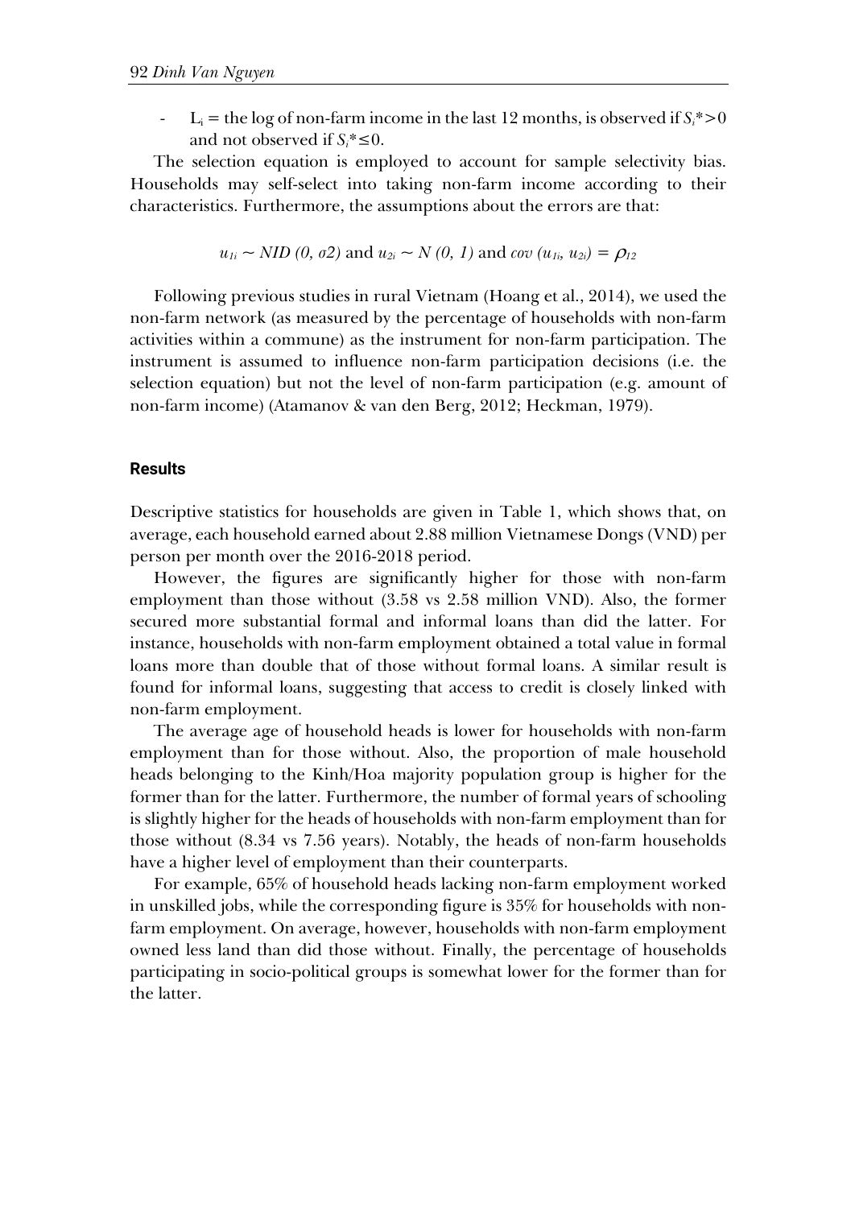- $L_i$ = the log of non-farm income in the last 12 months, is observed if $S_i^*>0$ and not observed if $S_i^*\leq 0$.

The selection equation is employed to account for sample selectivity bias. Households may self-select into taking non-farm income according to their characteristics. Furthermore, the assumptions about the errors are that:

$$u_{1i} \sim NID\ (0,\ \sigma 2) \text{ and } u_{2i} \sim N\ (0,\ 1) \text{ and } cov\ (u_{1i},\ u_{2i}) = \rho_{12}$$

Following previous studies in rural Vietnam (Hoang et al., 2014), we used the non-farm network (as measured by the percentage of households with non-farm activities within a commune) as the instrument for non-farm participation. The instrument is assumed to influence non-farm participation decisions (i.e. the selection equation) but not the level of non-farm participation (e.g. amount of non-farm income) (Atamanov & van den Berg, 2012; Heckman, 1979).

## Results

Descriptive statistics for households are given in Table 1, which shows that, on average, each household earned about 2.88 million Vietnamese Dongs (VND) per person per month over the 2016-2018 period.

However, the figures are significantly higher for those with non-farm employment than those without (3.58 vs 2.58 million VND). Also, the former secured more substantial formal and informal loans than did the latter. For instance, households with non-farm employment obtained a total value in formal loans more than double that of those without formal loans. A similar result is found for informal loans, suggesting that access to credit is closely linked with non-farm employment.

The average age of household heads is lower for households with non-farm employment than for those without. Also, the proportion of male household heads belonging to the Kinh/Hoa majority population group is higher for the former than for the latter. Furthermore, the number of formal years of schooling is slightly higher for the heads of households with non-farm employment than for those without (8.34 vs 7.56 years). Notably, the heads of non-farm households have a higher level of employment than their counterparts.

For example, 65% of household heads lacking non-farm employment worked in unskilled jobs, while the corresponding figure is 35% for households with non-farm employment. On average, however, households with non-farm employment owned less land than did those without. Finally, the percentage of households participating in socio-political groups is somewhat lower for the former than for the latter.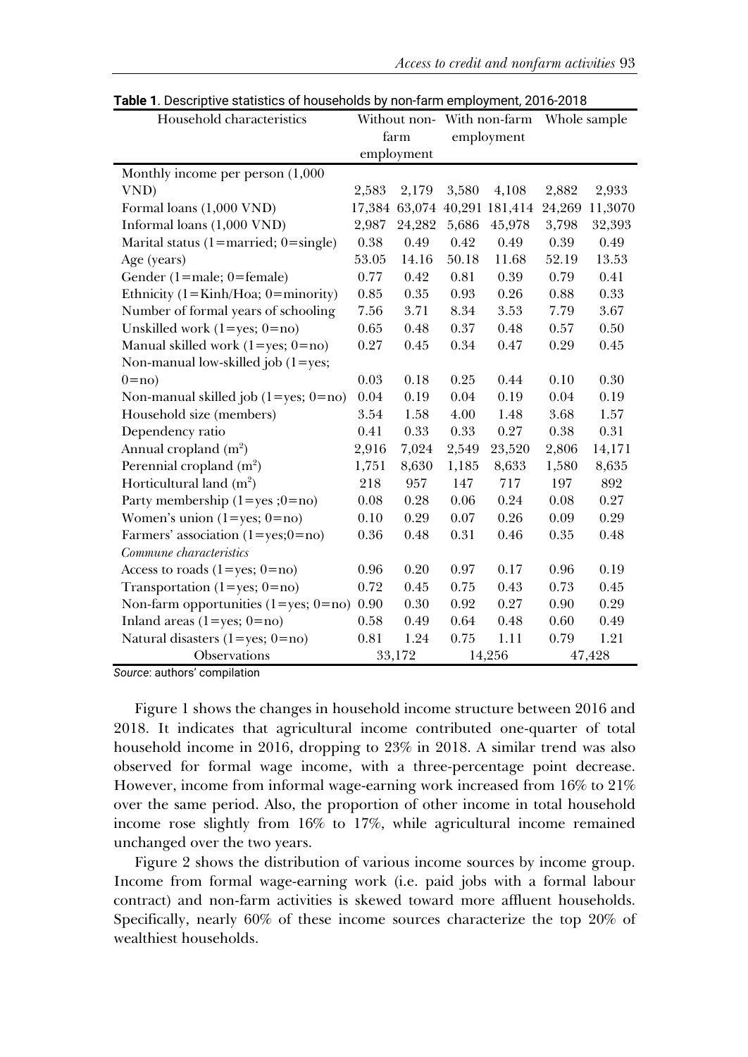**Table 1**. Descriptive statistics of households by non-farm employment, 2016-2018

| Household characteristics | Without non-farm employment | | With non-farm employment | | Whole sample | |
|---|---|---|---|---|---|---|
| Monthly income per person (1,000 VND) | 2,583 | 2,179 | 3,580 | 4,108 | 2,882 | 2,933 |
| Formal loans (1,000 VND) | 17,384 | 63,074 | 40,291 | 181,414 | 24,269 | 11,3070 |
| Informal loans (1,000 VND) | 2,987 | 24,282 | 5,686 | 45,978 | 3,798 | 32,393 |
| Marital status (1=married; 0=single) | 0.38 | 0.49 | 0.42 | 0.49 | 0.39 | 0.49 |
| Age (years) | 53.05 | 14.16 | 50.18 | 11.68 | 52.19 | 13.53 |
| Gender (1=male; 0=female) | 0.77 | 0.42 | 0.81 | 0.39 | 0.79 | 0.41 |
| Ethnicity (1=Kinh/Hoa; 0=minority) | 0.85 | 0.35 | 0.93 | 0.26 | 0.88 | 0.33 |
| Number of formal years of schooling | 7.56 | 3.71 | 8.34 | 3.53 | 7.79 | 3.67 |
| Unskilled work (1=yes; 0=no) | 0.65 | 0.48 | 0.37 | 0.48 | 0.57 | 0.50 |
| Manual skilled work (1=yes; 0=no) | 0.27 | 0.45 | 0.34 | 0.47 | 0.29 | 0.45 |
| Non-manual low-skilled job (1=yes; 0=no) | 0.03 | 0.18 | 0.25 | 0.44 | 0.10 | 0.30 |
| Non-manual skilled job (1=yes; 0=no) | 0.04 | 0.19 | 0.04 | 0.19 | 0.04 | 0.19 |
| Household size (members) | 3.54 | 1.58 | 4.00 | 1.48 | 3.68 | 1.57 |
| Dependency ratio | 0.41 | 0.33 | 0.33 | 0.27 | 0.38 | 0.31 |
| Annual cropland ($m^2$) | 2,916 | 7,024 | 2,549 | 23,520 | 2,806 | 14,171 |
| Perennial cropland ($m^2$) | 1,751 | 8,630 | 1,185 | 8,633 | 1,580 | 8,635 |
| Horticultural land ($m^2$) | 218 | 957 | 147 | 717 | 197 | 892 |
| Party membership (1=yes ;0=no) | 0.08 | 0.28 | 0.06 | 0.24 | 0.08 | 0.27 |
| Women's union (1=yes; 0=no) | 0.10 | 0.29 | 0.07 | 0.26 | 0.09 | 0.29 |
| Farmers' association (1=yes;0=no) | 0.36 | 0.48 | 0.31 | 0.46 | 0.35 | 0.48 |
| *Commune characteristics* | | | | | | |
| Access to roads (1=yes; 0=no) | 0.96 | 0.20 | 0.97 | 0.17 | 0.96 | 0.19 |
| Transportation (1=yes; 0=no) | 0.72 | 0.45 | 0.75 | 0.43 | 0.73 | 0.45 |
| Non-farm opportunities (1=yes; 0=no) | 0.90 | 0.30 | 0.92 | 0.27 | 0.90 | 0.29 |
| Inland areas (1=yes; 0=no) | 0.58 | 0.49 | 0.64 | 0.48 | 0.60 | 0.49 |
| Natural disasters (1=yes; 0=no) | 0.81 | 1.24 | 0.75 | 1.11 | 0.79 | 1.21 |
| Observations | 33,172 | | 14,256 | | 47,428 | |

*Source*: authors' compilation

Figure 1 shows the changes in household income structure between 2016 and 2018. It indicates that agricultural income contributed one-quarter of total household income in 2016, dropping to 23% in 2018. A similar trend was also observed for formal wage income, with a three-percentage point decrease. However, income from informal wage-earning work increased from 16% to 21% over the same period. Also, the proportion of other income in total household income rose slightly from 16% to 17%, while agricultural income remained unchanged over the two years.

Figure 2 shows the distribution of various income sources by income group. Income from formal wage-earning work (i.e. paid jobs with a formal labour contract) and non-farm activities is skewed toward more affluent households. Specifically, nearly 60% of these income sources characterize the top 20% of wealthiest households.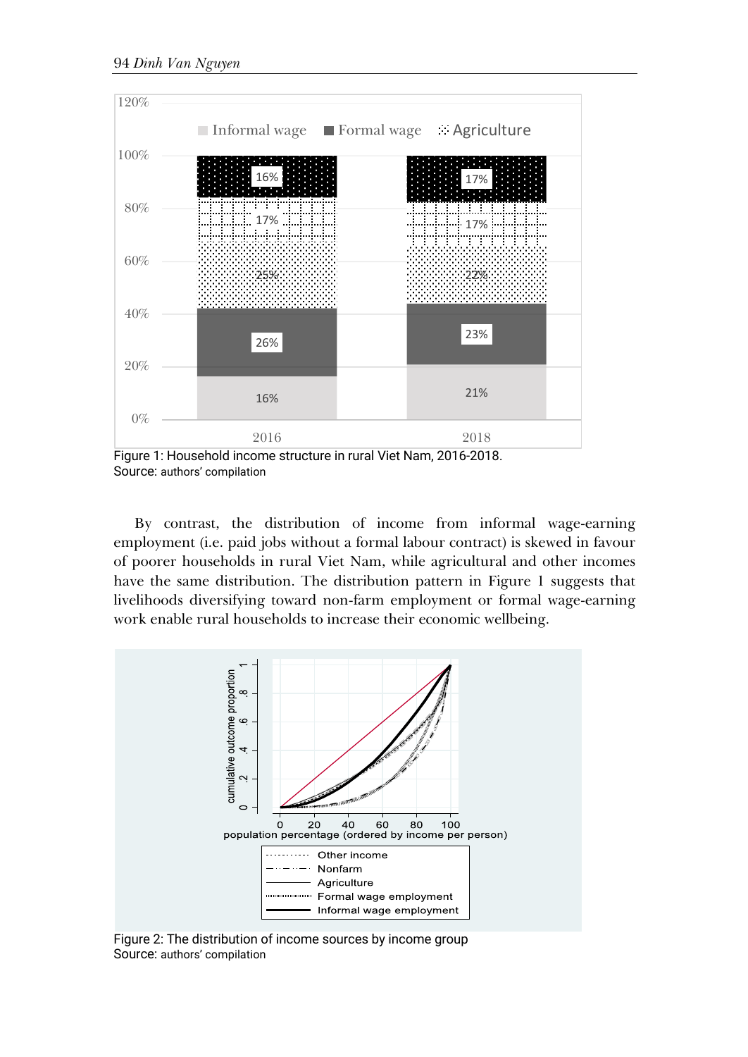Figure 1: Household income structure in rural Viet Nam, 2016-2018.
Source: authors' compilation

By contrast, the distribution of income from informal wage-earning employment (i.e. paid jobs without a formal labour contract) is skewed in favour of poorer households in rural Viet Nam, while agricultural and other incomes have the same distribution. The distribution pattern in Figure 1 suggests that livelihoods diversifying toward non-farm employment or formal wage-earning work enable rural households to increase their economic wellbeing.

Figure 2: The distribution of income sources by income group
Source: authors' compilation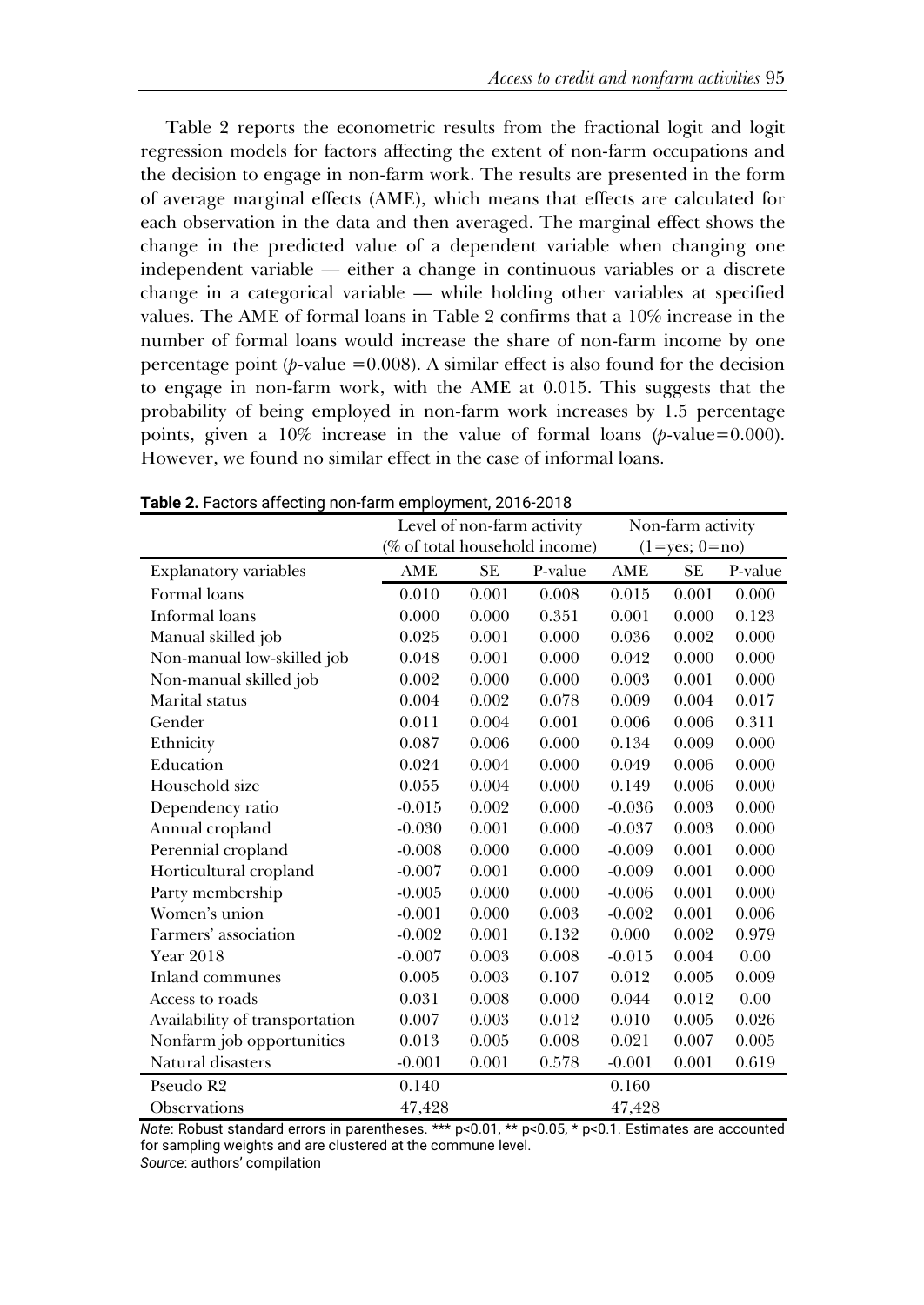Table 2 reports the econometric results from the fractional logit and logit regression models for factors affecting the extent of non-farm occupations and the decision to engage in non-farm work. The results are presented in the form of average marginal effects (AME), which means that effects are calculated for each observation in the data and then averaged. The marginal effect shows the change in the predicted value of a dependent variable when changing one independent variable — either a change in continuous variables or a discrete change in a categorical variable — while holding other variables at specified values. The AME of formal loans in Table 2 confirms that a 10% increase in the number of formal loans would increase the share of non-farm income by one percentage point ($p$-value $=0.008$). A similar effect is also found for the decision to engage in non-farm work, with the AME at 0.015. This suggests that the probability of being employed in non-farm work increases by 1.5 percentage points, given a 10% increase in the value of formal loans ($p$-value$=0.000$). However, we found no similar effect in the case of informal loans.

**Table 2.** Factors affecting non-farm employment, 2016-2018

| | Level of non-farm activity (% of total household income) | | | Non-farm activity (1=yes; 0=no) | | |
|---|---|---|---|---|---|---|
| Explanatory variables | AME | SE | P-value | AME | SE | P-value |
| Formal loans | 0.010 | 0.001 | 0.008 | 0.015 | 0.001 | 0.000 |
| Informal loans | 0.000 | 0.000 | 0.351 | 0.001 | 0.000 | 0.123 |
| Manual skilled job | 0.025 | 0.001 | 0.000 | 0.036 | 0.002 | 0.000 |
| Non-manual low-skilled job | 0.048 | 0.001 | 0.000 | 0.042 | 0.000 | 0.000 |
| Non-manual skilled job | 0.002 | 0.000 | 0.000 | 0.003 | 0.001 | 0.000 |
| Marital status | 0.004 | 0.002 | 0.078 | 0.009 | 0.004 | 0.017 |
| Gender | 0.011 | 0.004 | 0.001 | 0.006 | 0.006 | 0.311 |
| Ethnicity | 0.087 | 0.006 | 0.000 | 0.134 | 0.009 | 0.000 |
| Education | 0.024 | 0.004 | 0.000 | 0.049 | 0.006 | 0.000 |
| Household size | 0.055 | 0.004 | 0.000 | 0.149 | 0.006 | 0.000 |
| Dependency ratio | -0.015 | 0.002 | 0.000 | -0.036 | 0.003 | 0.000 |
| Annual cropland | -0.030 | 0.001 | 0.000 | -0.037 | 0.003 | 0.000 |
| Perennial cropland | -0.008 | 0.000 | 0.000 | -0.009 | 0.001 | 0.000 |
| Horticultural cropland | -0.007 | 0.001 | 0.000 | -0.009 | 0.001 | 0.000 |
| Party membership | -0.005 | 0.000 | 0.000 | -0.006 | 0.001 | 0.000 |
| Women's union | -0.001 | 0.000 | 0.003 | -0.002 | 0.001 | 0.006 |
| Farmers' association | -0.002 | 0.001 | 0.132 | 0.000 | 0.002 | 0.979 |
| Year 2018 | -0.007 | 0.003 | 0.008 | -0.015 | 0.004 | 0.00 |
| Inland communes | 0.005 | 0.003 | 0.107 | 0.012 | 0.005 | 0.009 |
| Access to roads | 0.031 | 0.008 | 0.000 | 0.044 | 0.012 | 0.00 |
| Availability of transportation | 0.007 | 0.003 | 0.012 | 0.010 | 0.005 | 0.026 |
| Nonfarm job opportunities | 0.013 | 0.005 | 0.008 | 0.021 | 0.007 | 0.005 |
| Natural disasters | -0.001 | 0.001 | 0.578 | -0.001 | 0.001 | 0.619 |
| Pseudo R2 | 0.140 | | | 0.160 | | |
| Observations | 47,428 | | | 47,428 | | |

*Note*: Robust standard errors in parentheses. *** p<0.01, ** p<0.05, * p<0.1. Estimates are accounted for sampling weights and are clustered at the commune level.
*Source*: authors' compilation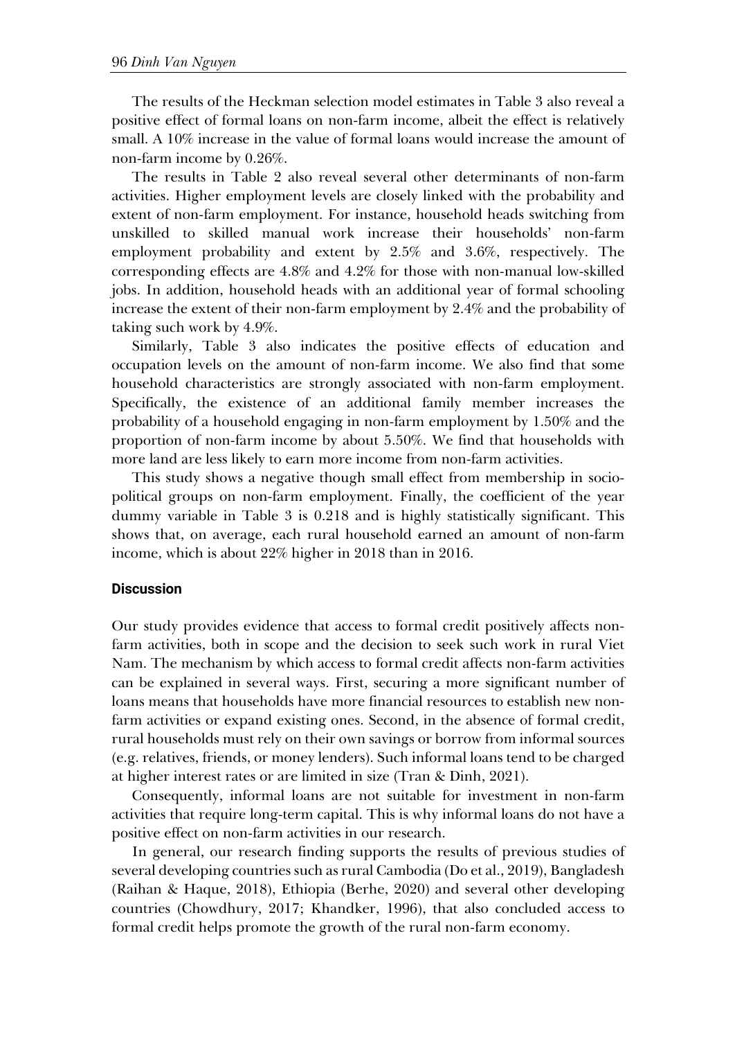The results of the Heckman selection model estimates in Table 3 also reveal a positive effect of formal loans on non-farm income, albeit the effect is relatively small. A 10% increase in the value of formal loans would increase the amount of non-farm income by 0.26%.

The results in Table 2 also reveal several other determinants of non-farm activities. Higher employment levels are closely linked with the probability and extent of non-farm employment. For instance, household heads switching from unskilled to skilled manual work increase their households' non-farm employment probability and extent by 2.5% and 3.6%, respectively. The corresponding effects are 4.8% and 4.2% for those with non-manual low-skilled jobs. In addition, household heads with an additional year of formal schooling increase the extent of their non-farm employment by 2.4% and the probability of taking such work by 4.9%.

Similarly, Table 3 also indicates the positive effects of education and occupation levels on the amount of non-farm income. We also find that some household characteristics are strongly associated with non-farm employment. Specifically, the existence of an additional family member increases the probability of a household engaging in non-farm employment by 1.50% and the proportion of non-farm income by about 5.50%. We find that households with more land are less likely to earn more income from non-farm activities.

This study shows a negative though small effect from membership in socio-political groups on non-farm employment. Finally, the coefficient of the year dummy variable in Table 3 is 0.218 and is highly statistically significant. This shows that, on average, each rural household earned an amount of non-farm income, which is about 22% higher in 2018 than in 2016.

## Discussion

Our study provides evidence that access to formal credit positively affects non-farm activities, both in scope and the decision to seek such work in rural Viet Nam. The mechanism by which access to formal credit affects non-farm activities can be explained in several ways. First, securing a more significant number of loans means that households have more financial resources to establish new non-farm activities or expand existing ones. Second, in the absence of formal credit, rural households must rely on their own savings or borrow from informal sources (e.g. relatives, friends, or money lenders). Such informal loans tend to be charged at higher interest rates or are limited in size (Tran & Dinh, 2021).

Consequently, informal loans are not suitable for investment in non-farm activities that require long-term capital. This is why informal loans do not have a positive effect on non-farm activities in our research.

In general, our research finding supports the results of previous studies of several developing countries such as rural Cambodia (Do et al., 2019), Bangladesh (Raihan & Haque, 2018), Ethiopia (Berhe, 2020) and several other developing countries (Chowdhury, 2017; Khandker, 1996), that also concluded access to formal credit helps promote the growth of the rural non-farm economy.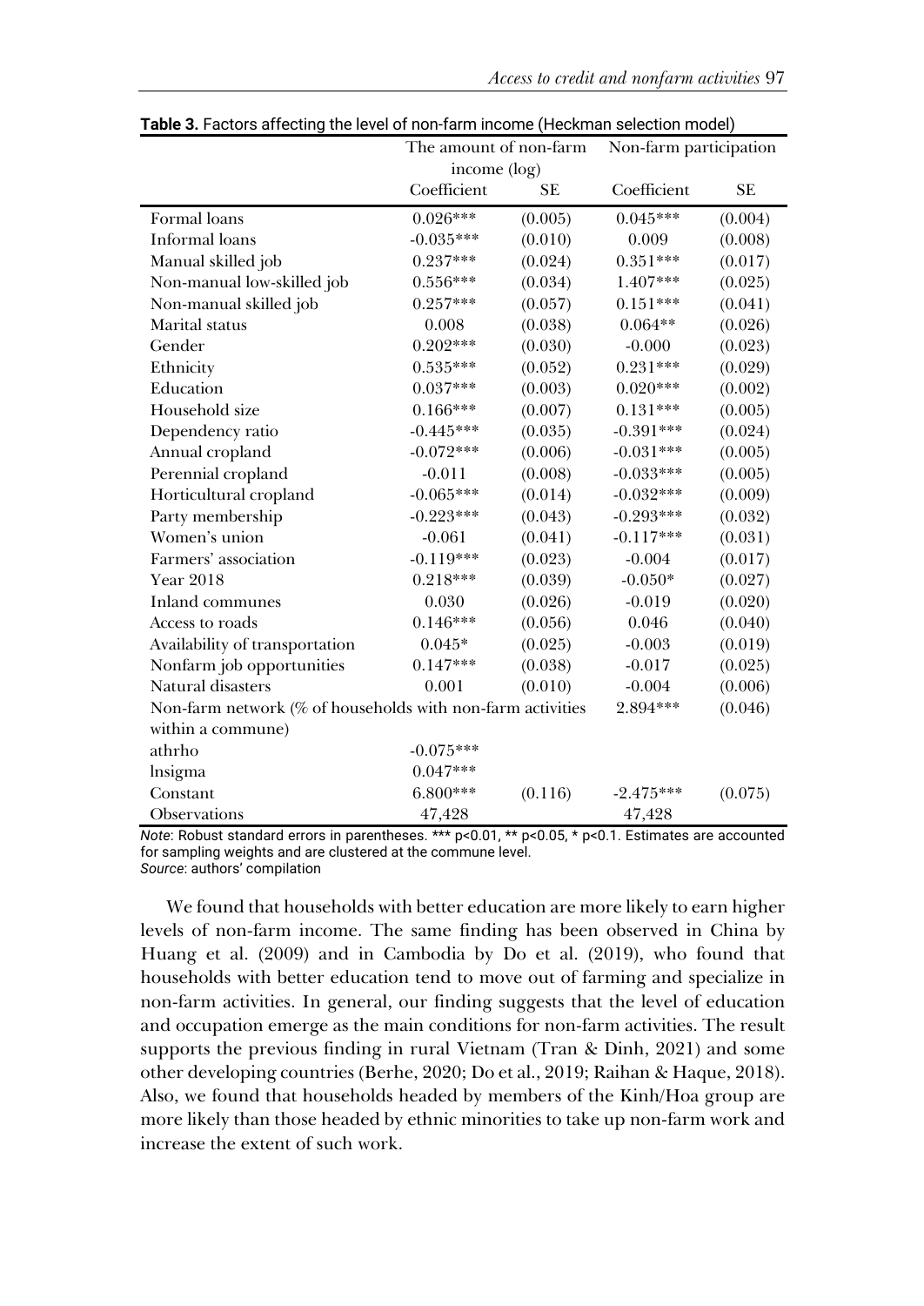**Table 3.** Factors affecting the level of non-farm income (Heckman selection model)

| | The amount of non-farm income (log) | | Non-farm participation | |
|---|---|---|---|---|
| | Coefficient | SE | Coefficient | SE |
| Formal loans | 0.026*** | (0.005) | 0.045*** | (0.004) |
| Informal loans | -0.035*** | (0.010) | 0.009 | (0.008) |
| Manual skilled job | 0.237*** | (0.024) | 0.351*** | (0.017) |
| Non-manual low-skilled job | 0.556*** | (0.034) | 1.407*** | (0.025) |
| Non-manual skilled job | 0.257*** | (0.057) | 0.151*** | (0.041) |
| Marital status | 0.008 | (0.038) | 0.064** | (0.026) |
| Gender | 0.202*** | (0.030) | -0.000 | (0.023) |
| Ethnicity | 0.535*** | (0.052) | 0.231*** | (0.029) |
| Education | 0.037*** | (0.003) | 0.020*** | (0.002) |
| Household size | 0.166*** | (0.007) | 0.131*** | (0.005) |
| Dependency ratio | -0.445*** | (0.035) | -0.391*** | (0.024) |
| Annual cropland | -0.072*** | (0.006) | -0.031*** | (0.005) |
| Perennial cropland | -0.011 | (0.008) | -0.033*** | (0.005) |
| Horticultural cropland | -0.065*** | (0.014) | -0.032*** | (0.009) |
| Party membership | -0.223*** | (0.043) | -0.293*** | (0.032) |
| Women's union | -0.061 | (0.041) | -0.117*** | (0.031) |
| Farmers' association | -0.119*** | (0.023) | -0.004 | (0.017) |
| Year 2018 | 0.218*** | (0.039) | -0.050* | (0.027) |
| Inland communes | 0.030 | (0.026) | -0.019 | (0.020) |
| Access to roads | 0.146*** | (0.056) | 0.046 | (0.040) |
| Availability of transportation | 0.045* | (0.025) | -0.003 | (0.019) |
| Nonfarm job opportunities | 0.147*** | (0.038) | -0.017 | (0.025) |
| Natural disasters | 0.001 | (0.010) | -0.004 | (0.006) |
| Non-farm network (% of households with non-farm activities within a commune) | | | 2.894*** | (0.046) |
| athrho | -0.075*** | | | |
| lnsigma | 0.047*** | | | |
| Constant | 6.800*** | (0.116) | -2.475*** | (0.075) |
| Observations | 47,428 | | 47,428 | |

*Note*: Robust standard errors in parentheses. *** p<0.01, ** p<0.05, * p<0.1. Estimates are accounted for sampling weights and are clustered at the commune level.
*Source*: authors' compilation

We found that households with better education are more likely to earn higher levels of non-farm income. The same finding has been observed in China by Huang et al. (2009) and in Cambodia by Do et al. (2019), who found that households with better education tend to move out of farming and specialize in non-farm activities. In general, our finding suggests that the level of education and occupation emerge as the main conditions for non-farm activities. The result supports the previous finding in rural Vietnam (Tran & Dinh, 2021) and some other developing countries (Berhe, 2020; Do et al., 2019; Raihan & Haque, 2018). Also, we found that households headed by members of the Kinh/Hoa group are more likely than those headed by ethnic minorities to take up non-farm work and increase the extent of such work.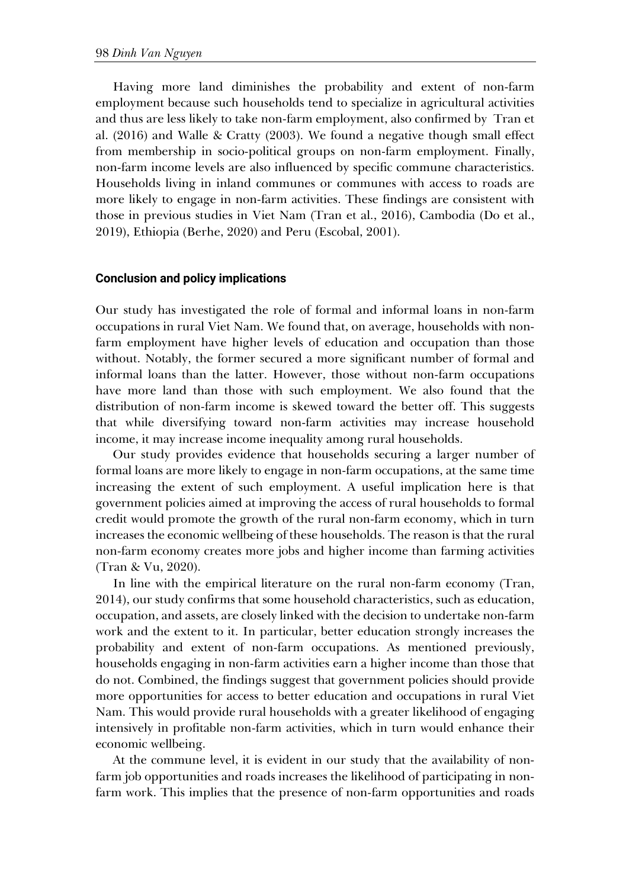Having more land diminishes the probability and extent of non-farm employment because such households tend to specialize in agricultural activities and thus are less likely to take non-farm employment, also confirmed by Tran et al. (2016) and Walle & Cratty (2003). We found a negative though small effect from membership in socio-political groups on non-farm employment. Finally, non-farm income levels are also influenced by specific commune characteristics. Households living in inland communes or communes with access to roads are more likely to engage in non-farm activities. These findings are consistent with those in previous studies in Viet Nam (Tran et al., 2016), Cambodia (Do et al., 2019), Ethiopia (Berhe, 2020) and Peru (Escobal, 2001).

## Conclusion and policy implications

Our study has investigated the role of formal and informal loans in non-farm occupations in rural Viet Nam. We found that, on average, households with non-farm employment have higher levels of education and occupation than those without. Notably, the former secured a more significant number of formal and informal loans than the latter. However, those without non-farm occupations have more land than those with such employment. We also found that the distribution of non-farm income is skewed toward the better off. This suggests that while diversifying toward non-farm activities may increase household income, it may increase income inequality among rural households.

Our study provides evidence that households securing a larger number of formal loans are more likely to engage in non-farm occupations, at the same time increasing the extent of such employment. A useful implication here is that government policies aimed at improving the access of rural households to formal credit would promote the growth of the rural non-farm economy, which in turn increases the economic wellbeing of these households. The reason is that the rural non-farm economy creates more jobs and higher income than farming activities (Tran & Vu, 2020).

In line with the empirical literature on the rural non-farm economy (Tran, 2014), our study confirms that some household characteristics, such as education, occupation, and assets, are closely linked with the decision to undertake non-farm work and the extent to it. In particular, better education strongly increases the probability and extent of non-farm occupations. As mentioned previously, households engaging in non-farm activities earn a higher income than those that do not. Combined, the findings suggest that government policies should provide more opportunities for access to better education and occupations in rural Viet Nam. This would provide rural households with a greater likelihood of engaging intensively in profitable non-farm activities, which in turn would enhance their economic wellbeing.

At the commune level, it is evident in our study that the availability of non-farm job opportunities and roads increases the likelihood of participating in non-farm work. This implies that the presence of non-farm opportunities and roads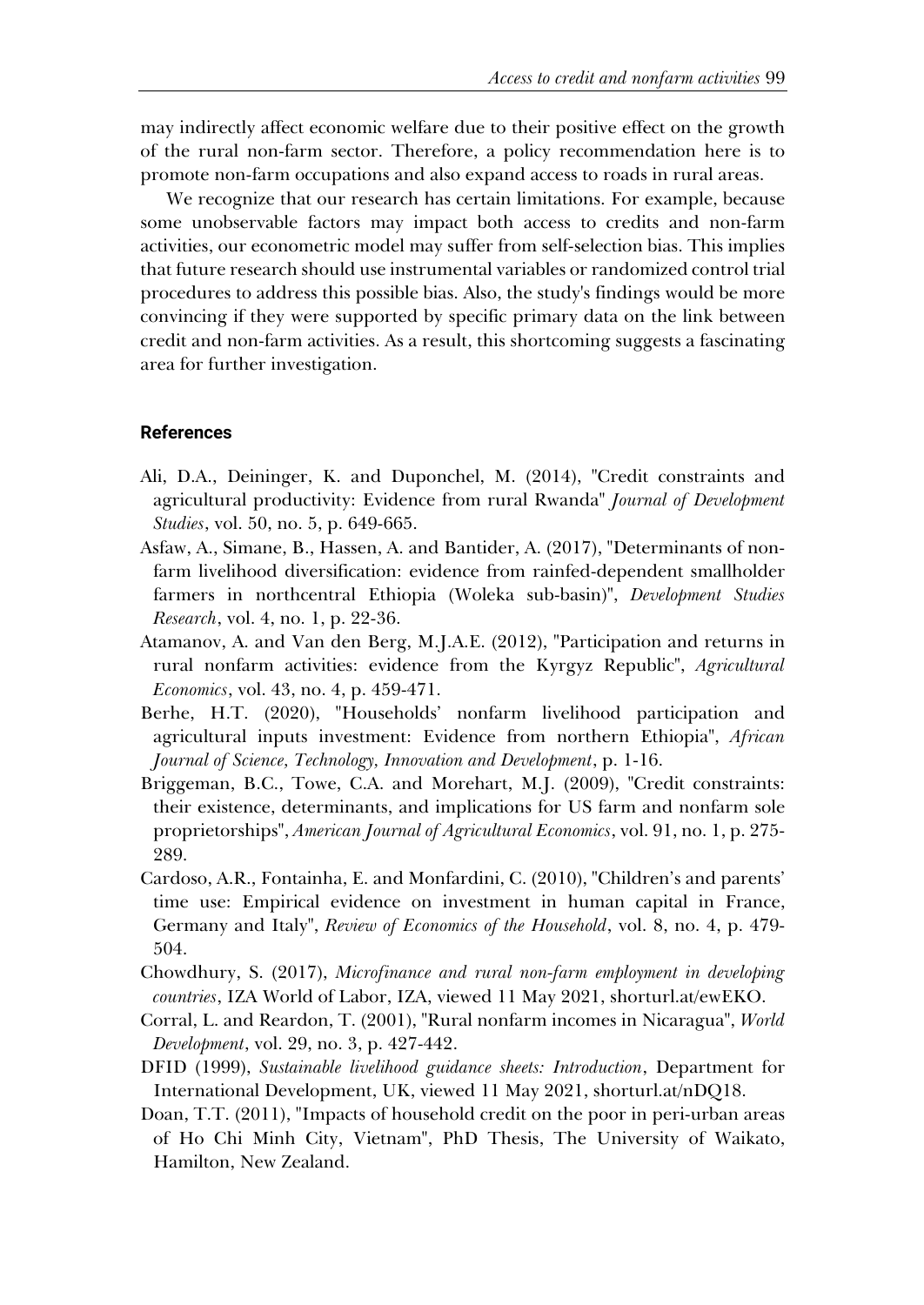may indirectly affect economic welfare due to their positive effect on the growth of the rural non-farm sector. Therefore, a policy recommendation here is to promote non-farm occupations and also expand access to roads in rural areas.

We recognize that our research has certain limitations. For example, because some unobservable factors may impact both access to credits and non-farm activities, our econometric model may suffer from self-selection bias. This implies that future research should use instrumental variables or randomized control trial procedures to address this possible bias. Also, the study's findings would be more convincing if they were supported by specific primary data on the link between credit and non-farm activities. As a result, this shortcoming suggests a fascinating area for further investigation.

## References

Ali, D.A., Deininger, K. and Duponchel, M. (2014), "Credit constraints and agricultural productivity: Evidence from rural Rwanda" *Journal of Development Studies*, vol. 50, no. 5, p. 649-665.

Asfaw, A., Simane, B., Hassen, A. and Bantider, A. (2017), "Determinants of non-farm livelihood diversification: evidence from rainfed-dependent smallholder farmers in northcentral Ethiopia (Woleka sub-basin)", *Development Studies Research*, vol. 4, no. 1, p. 22-36.

Atamanov, A. and Van den Berg, M.J.A.E. (2012), "Participation and returns in rural nonfarm activities: evidence from the Kyrgyz Republic", *Agricultural Economics*, vol. 43, no. 4, p. 459-471.

Berhe, H.T. (2020), "Households' nonfarm livelihood participation and agricultural inputs investment: Evidence from northern Ethiopia", *African Journal of Science, Technology, Innovation and Development*, p. 1-16.

Briggeman, B.C., Towe, C.A. and Morehart, M.J. (2009), "Credit constraints: their existence, determinants, and implications for US farm and nonfarm sole proprietorships", *American Journal of Agricultural Economics*, vol. 91, no. 1, p. 275-289.

Cardoso, A.R., Fontainha, E. and Monfardini, C. (2010), "Children's and parents' time use: Empirical evidence on investment in human capital in France, Germany and Italy", *Review of Economics of the Household*, vol. 8, no. 4, p. 479-504.

Chowdhury, S. (2017), *Microfinance and rural non-farm employment in developing countries*, IZA World of Labor, IZA, viewed 11 May 2021, shorturl.at/ewEKO.

Corral, L. and Reardon, T. (2001), "Rural nonfarm incomes in Nicaragua", *World Development*, vol. 29, no. 3, p. 427-442.

DFID (1999), *Sustainable livelihood guidance sheets: Introduction*, Department for International Development, UK, viewed 11 May 2021, shorturl.at/nDQ18.

Doan, T.T. (2011), "Impacts of household credit on the poor in peri-urban areas of Ho Chi Minh City, Vietnam", PhD Thesis, The University of Waikato, Hamilton, New Zealand.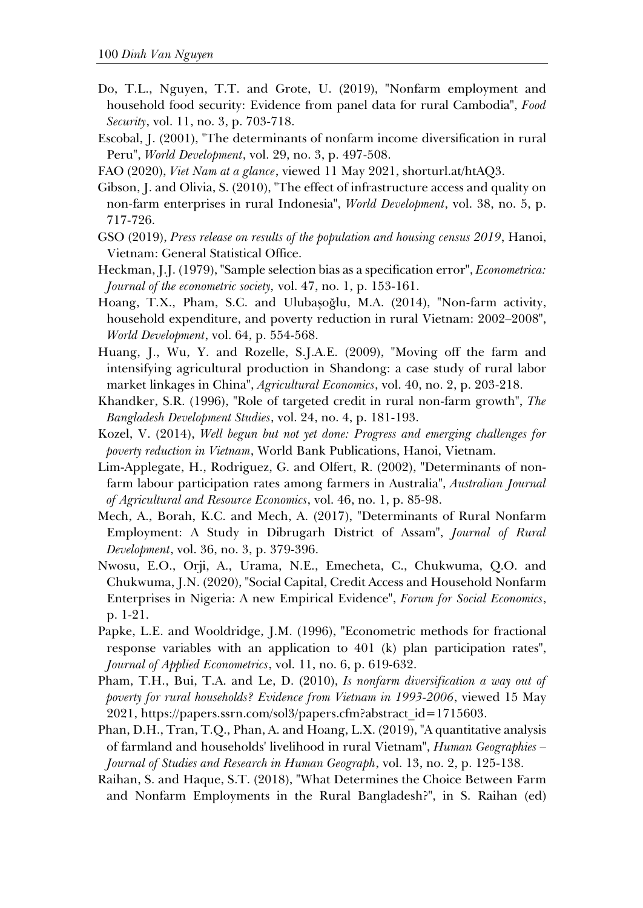Do, T.L., Nguyen, T.T. and Grote, U. (2019), "Nonfarm employment and household food security: Evidence from panel data for rural Cambodia", *Food Security*, vol. 11, no. 3, p. 703-718.

Escobal, J. (2001), "The determinants of nonfarm income diversification in rural Peru", *World Development*, vol. 29, no. 3, p. 497-508.

FAO (2020), *Viet Nam at a glance*, viewed 11 May 2021, shorturl.at/htAQ3.

Gibson, J. and Olivia, S. (2010), "The effect of infrastructure access and quality on non-farm enterprises in rural Indonesia", *World Development*, vol. 38, no. 5, p. 717-726.

GSO (2019), *Press release on results of the population and housing census 2019*, Hanoi, Vietnam: General Statistical Office.

Heckman, J.J. (1979), "Sample selection bias as a specification error", *Econometrica: Journal of the econometric society,* vol. 47, no. 1, p. 153-161.

Hoang, T.X., Pham, S.C. and Ulubaşoğlu, M.A. (2014), "Non-farm activity, household expenditure, and poverty reduction in rural Vietnam: 2002–2008", *World Development*, vol. 64, p. 554-568.

Huang, J., Wu, Y. and Rozelle, S.J.A.E. (2009), "Moving off the farm and intensifying agricultural production in Shandong: a case study of rural labor market linkages in China", *Agricultural Economics*, vol. 40, no. 2, p. 203-218.

Khandker, S.R. (1996), "Role of targeted credit in rural non-farm growth", *The Bangladesh Development Studies*, vol. 24, no. 4, p. 181-193.

Kozel, V. (2014), *Well begun but not yet done: Progress and emerging challenges for poverty reduction in Vietnam*, World Bank Publications, Hanoi, Vietnam.

Lim-Applegate, H., Rodriguez, G. and Olfert, R. (2002), "Determinants of non-farm labour participation rates among farmers in Australia", *Australian Journal of Agricultural and Resource Economics*, vol. 46, no. 1, p. 85-98.

Mech, A., Borah, K.C. and Mech, A. (2017), "Determinants of Rural Nonfarm Employment: A Study in Dibrugarh District of Assam", *Journal of Rural Development*, vol. 36, no. 3, p. 379-396.

Nwosu, E.O., Orji, A., Urama, N.E., Emecheta, C., Chukwuma, Q.O. and Chukwuma, J.N. (2020), "Social Capital, Credit Access and Household Nonfarm Enterprises in Nigeria: A new Empirical Evidence", *Forum for Social Economics*, p. 1-21.

Papke, L.E. and Wooldridge, J.M. (1996), "Econometric methods for fractional response variables with an application to 401 (k) plan participation rates", *Journal of Applied Econometrics*, vol. 11, no. 6, p. 619-632.

Pham, T.H., Bui, T.A. and Le, D. (2010), *Is nonfarm diversification a way out of poverty for rural households? Evidence from Vietnam in 1993-2006*, viewed 15 May 2021, https://papers.ssrn.com/sol3/papers.cfm?abstract_id=1715603.

Phan, D.H., Tran, T.Q., Phan, A. and Hoang, L.X. (2019), "A quantitative analysis of farmland and households' livelihood in rural Vietnam", *Human Geographies – Journal of Studies and Research in Human Geograph*, vol. 13, no. 2, p. 125-138.

Raihan, S. and Haque, S.T. (2018), "What Determines the Choice Between Farm and Nonfarm Employments in the Rural Bangladesh?", in S. Raihan (ed)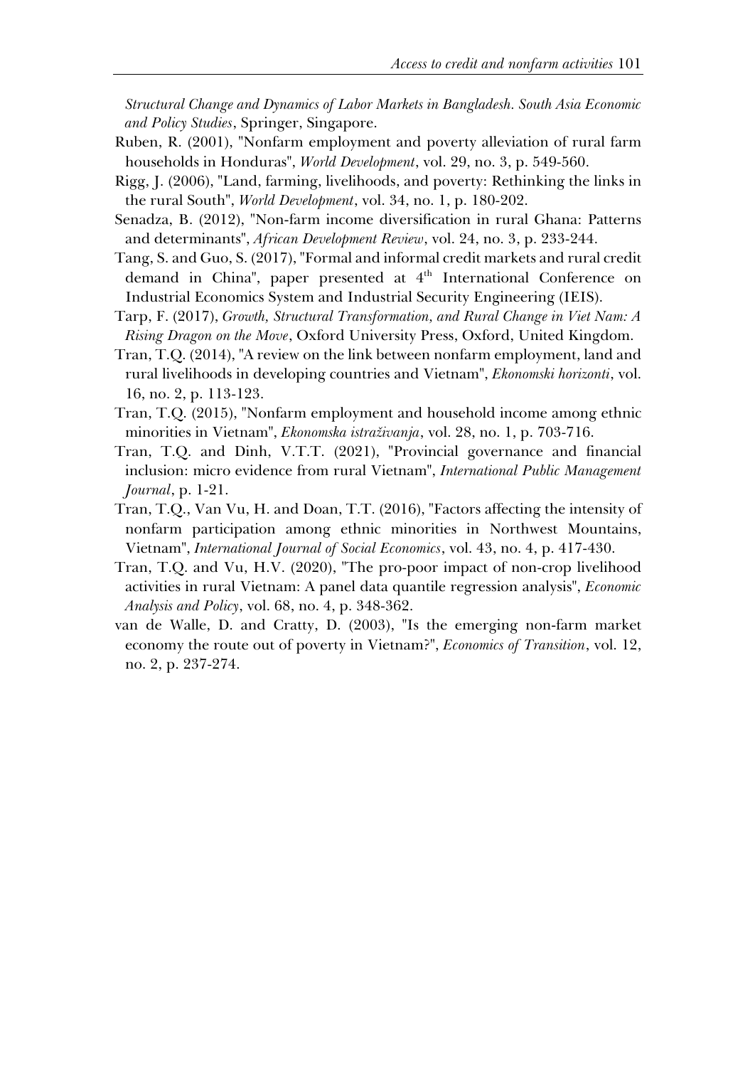*Structural Change and Dynamics of Labor Markets in Bangladesh. South Asia Economic and Policy Studies*, Springer, Singapore.

Ruben, R. (2001), "Nonfarm employment and poverty alleviation of rural farm households in Honduras", *World Development*, vol. 29, no. 3, p. 549-560.

Rigg, J. (2006), "Land, farming, livelihoods, and poverty: Rethinking the links in the rural South", *World Development*, vol. 34, no. 1, p. 180-202.

Senadza, B. (2012), "Non-farm income diversification in rural Ghana: Patterns and determinants", *African Development Review*, vol. 24, no. 3, p. 233-244.

Tang, S. and Guo, S. (2017), "Formal and informal credit markets and rural credit demand in China", paper presented at 4th International Conference on Industrial Economics System and Industrial Security Engineering (IEIS).

Tarp, F. (2017), *Growth, Structural Transformation, and Rural Change in Viet Nam: A Rising Dragon on the Move*, Oxford University Press, Oxford, United Kingdom.

Tran, T.Q. (2014), "A review on the link between nonfarm employment, land and rural livelihoods in developing countries and Vietnam", *Ekonomski horizonti*, vol. 16, no. 2, p. 113-123.

Tran, T.Q. (2015), "Nonfarm employment and household income among ethnic minorities in Vietnam", *Ekonomska istraživanja*, vol. 28, no. 1, p. 703-716.

Tran, T.Q. and Dinh, V.T.T. (2021), "Provincial governance and financial inclusion: micro evidence from rural Vietnam", *International Public Management Journal*, p. 1-21.

Tran, T.Q., Van Vu, H. and Doan, T.T. (2016), "Factors affecting the intensity of nonfarm participation among ethnic minorities in Northwest Mountains, Vietnam", *International Journal of Social Economics*, vol. 43, no. 4, p. 417-430.

Tran, T.Q. and Vu, H.V. (2020), "The pro-poor impact of non-crop livelihood activities in rural Vietnam: A panel data quantile regression analysis", *Economic Analysis and Policy*, vol. 68, no. 4, p. 348-362.

van de Walle, D. and Cratty, D. (2003), "Is the emerging non-farm market economy the route out of poverty in Vietnam?", *Economics of Transition*, vol. 12, no. 2, p. 237-274.